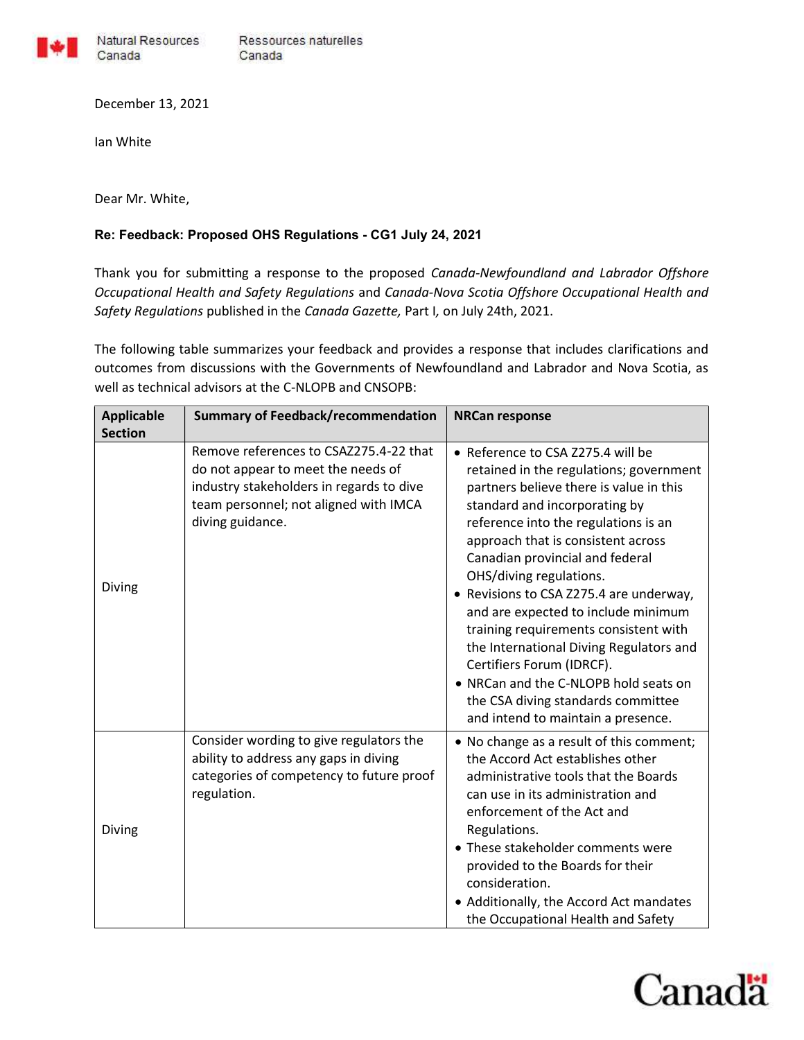Natural Resources Canada | Ressources naturelles Canada

December 13, 2021

Ian White

Dear Mr. White,

**Re: Feedback: Proposed OHS Regulations - CG1 July 24, 2021**

Thank you for submitting a response to the proposed *Canada-Newfoundland and Labrador Offshore Occupational Health and Safety Regulations* and *Canada-Nova Scotia Offshore Occupational Health and Safety Regulations* published in the *Canada Gazette,* Part I*,* on July 24th, 2021.

The following table summarizes your feedback and provides a response that includes clarifications and outcomes from discussions with the Governments of Newfoundland and Labrador and Nova Scotia, as well as technical advisors at the C-NLOPB and CNSOPB:

| Applicable Section | Summary of Feedback/recommendation | NRCan response |
|---|---|---|
| Diving | Remove references to CSAZ275.4-22 that do not appear to meet the needs of industry stakeholders in regards to dive team personnel; not aligned with IMCA diving guidance. | • Reference to CSA Z275.4 will be retained in the regulations; government partners believe there is value in this standard and incorporating by reference into the regulations is an approach that is consistent across Canadian provincial and federal OHS/diving regulations.<br>• Revisions to CSA Z275.4 are underway, and are expected to include minimum training requirements consistent with the International Diving Regulators and Certifiers Forum (IDRCF).<br>• NRCan and the C-NLOPB hold seats on the CSA diving standards committee and intend to maintain a presence. |
| Diving | Consider wording to give regulators the ability to address any gaps in diving categories of competency to future proof regulation. | • No change as a result of this comment; the Accord Act establishes other administrative tools that the Boards can use in its administration and enforcement of the Act and Regulations.<br>• These stakeholder comments were provided to the Boards for their consideration.<br>• Additionally, the Accord Act mandates the Occupational Health and Safety |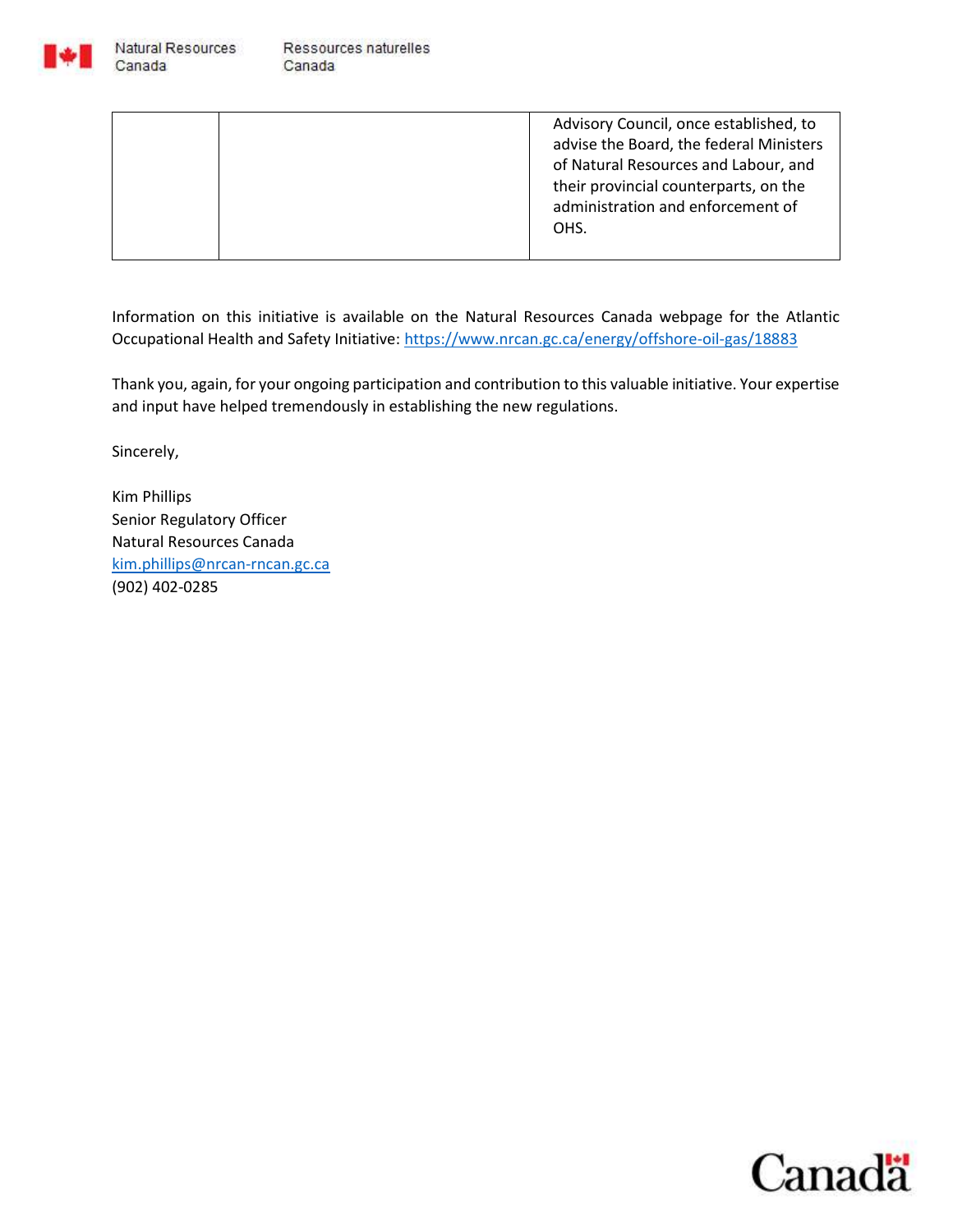| | | |
|---|---|---|
| | | Advisory Council, once established, to advise the Board, the federal Ministers of Natural Resources and Labour, and their provincial counterparts, on the administration and enforcement of OHS. |

Information on this initiative is available on the Natural Resources Canada webpage for the Atlantic Occupational Health and Safety Initiative: https://www.nrcan.gc.ca/energy/offshore-oil-gas/18883

Thank you, again, for your ongoing participation and contribution to this valuable initiative. Your expertise and input have helped tremendously in establishing the new regulations.

Sincerely,

Kim Phillips
Senior Regulatory Officer
Natural Resources Canada
kim.phillips@nrcan-rncan.gc.ca
(902) 402-0285